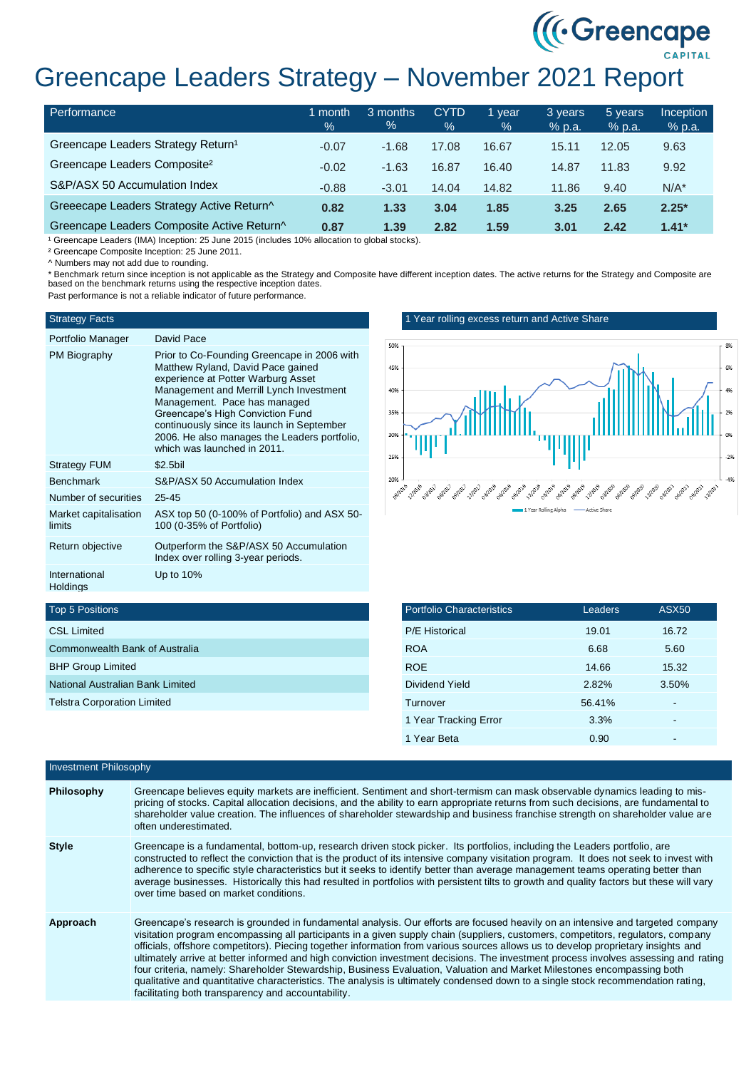# Greencape Leaders Strategy – November 2021 Report

| Performance | 1 month % | 3 months % | CYTD % | 1 year % | 3 years % p.a. | 5 years % p.a. | Inception % p.a. |
|---|---|---|---|---|---|---|---|
| Greencape Leaders Strategy Return[1] | -0.07 | -1.68 | 17.08 | 16.67 | 15.11 | 12.05 | 9.63 |
| Greencape Leaders Composite[2] | -0.02 | -1.63 | 16.87 | 16.40 | 14.87 | 11.83 | 9.92 |
| S&P/ASX 50 Accumulation Index | -0.88 | -3.01 | 14.04 | 14.82 | 11.86 | 9.40 | N/A* |
| **Greeecape Leaders Strategy Active Return^** | **0.82** | **1.33** | **3.04** | **1.85** | **3.25** | **2.65** | **2.25*** |
| **Greencape Leaders Composite Active Return^** | **0.87** | **1.39** | **2.82** | **1.59** | **3.01** | **2.42** | **1.41*** |

[1] Greencape Leaders (IMA) Inception: 25 June 2015 (includes 10% allocation to global stocks).

[2] Greencape Composite Inception: 25 June 2011.

^ Numbers may not add due to rounding.

* Benchmark return since inception is not applicable as the Strategy and Composite have different inception dates. The active returns for the Strategy and Composite are based on the benchmark returns using the respective inception dates.

Past performance is not a reliable indicator of future performance.

| Strategy Facts | |
|---|---|
| Portfolio Manager | David Pace |
| PM Biography | Prior to Co-Founding Greencape in 2006 with Matthew Ryland, David Pace gained experience at Potter Warburg Asset Management and Merrill Lynch Investment Management. Pace has managed Greencape's High Conviction Fund continuously since its launch in September 2006. He also manages the Leaders portfolio, which was launched in 2011. |
| Strategy FUM | $2.5bil |
| Benchmark | S&P/ASX 50 Accumulation Index |
| Number of securities | 25-45 |
| Market capitalisation limits | ASX top 50 (0-100% of Portfolio) and ASX 50-100 (0-35% of Portfolio) |
| Return objective | Outperform the S&P/ASX 50 Accumulation Index over rolling 3-year periods. |
| International Holdings | Up to 10% |

## 1 Year rolling excess return and Active Share

| Top 5 Positions |
|---|
| CSL Limited |
| Commonwealth Bank of Australia |
| BHP Group Limited |
| National Australian Bank Limited |
| Telstra Corporation Limited |

| Portfolio Characteristics | Leaders | ASX50 |
|---|---|---|
| P/E Historical | 19.01 | 16.72 |
| ROA | 6.68 | 5.60 |
| ROE | 14.66 | 15.32 |
| Dividend Yield | 2.82% | 3.50% |
| Turnover | 56.41% | - |
| 1 Year Tracking Error | 3.3% | - |
| 1 Year Beta | 0.90 | - |

## Investment Philosophy

**Philosophy**

Greencape believes equity markets are inefficient. Sentiment and short-termism can mask observable dynamics leading to mis-pricing of stocks. Capital allocation decisions, and the ability to earn appropriate returns from such decisions, are fundamental to shareholder value creation. The influences of shareholder stewardship and business franchise strength on shareholder value are often underestimated.

**Style**

Greencape is a fundamental, bottom-up, research driven stock picker. Its portfolios, including the Leaders portfolio, are constructed to reflect the conviction that is the product of its intensive company visitation program. It does not seek to invest with adherence to specific style characteristics but it seeks to identify better than average management teams operating better than average businesses. Historically this had resulted in portfolios with persistent tilts to growth and quality factors but these will vary over time based on market conditions.

**Approach**

Greencape's research is grounded in fundamental analysis. Our efforts are focused heavily on an intensive and targeted company visitation program encompassing all participants in a given supply chain (suppliers, customers, competitors, regulators, company officials, offshore competitors). Piecing together information from various sources allows us to develop proprietary insights and ultimately arrive at better informed and high conviction investment decisions. The investment process involves assessing and rating four criteria, namely: Shareholder Stewardship, Business Evaluation, Valuation and Market Milestones encompassing both qualitative and quantitative characteristics. The analysis is ultimately condensed down to a single stock recommendation rating, facilitating both transparency and accountability.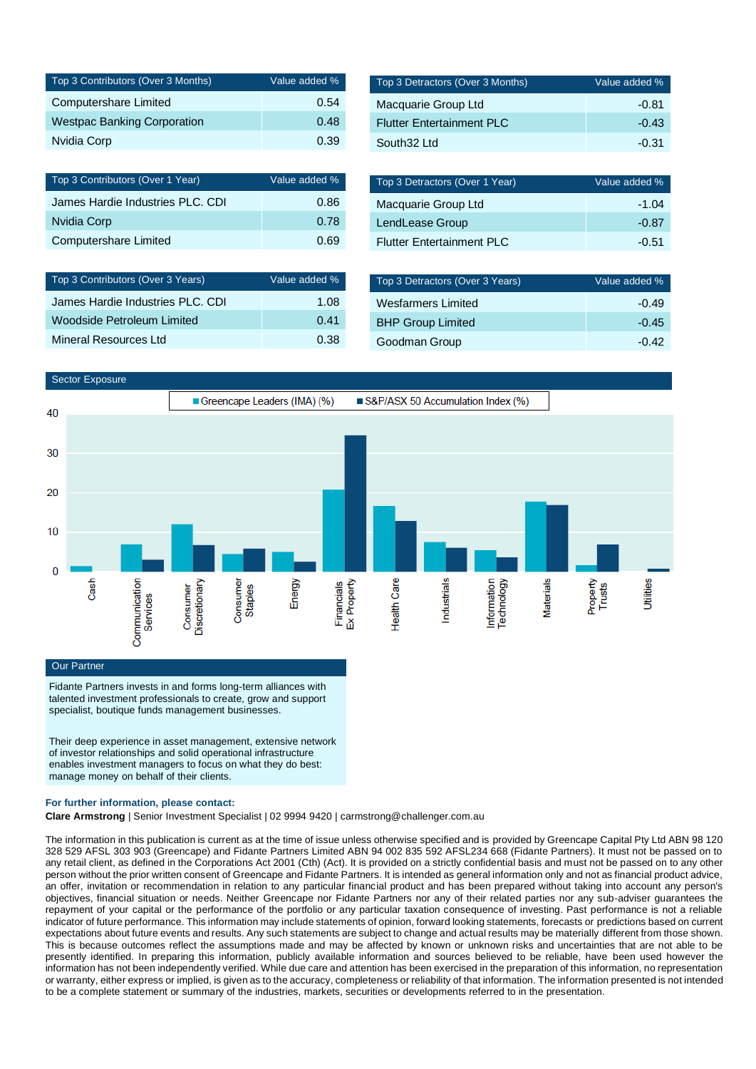| Top 3 Contributors (Over 3 Months) | Value added % |
|---|---|
| Computershare Limited | 0.54 |
| Westpac Banking Corporation | 0.48 |
| Nvidia Corp | 0.39 |

| Top 3 Detractors (Over 3 Months) | Value added % |
|---|---|
| Macquarie Group Ltd | -0.81 |
| Flutter Entertainment PLC | -0.43 |
| South32 Ltd | -0.31 |

| Top 3 Contributors (Over 1 Year) | Value added % |
|---|---|
| James Hardie Industries PLC. CDI | 0.86 |
| Nvidia Corp | 0.78 |
| Computershare Limited | 0.69 |

| Top 3 Detractors (Over 1 Year) | Value added % |
|---|---|
| Macquarie Group Ltd | -1.04 |
| LendLease Group | -0.87 |
| Flutter Entertainment PLC | -0.51 |

| Top 3 Contributors (Over 3 Years) | Value added % |
|---|---|
| James Hardie Industries PLC. CDI | 1.08 |
| Woodside Petroleum Limited | 0.41 |
| Mineral Resources Ltd | 0.38 |

| Top 3 Detractors (Over 3 Years) | Value added % |
|---|---|
| Wesfarmers Limited | -0.49 |
| BHP Group Limited | -0.45 |
| Goodman Group | -0.42 |

## Sector Exposure

Greencape Leaders (IMA) (%)
S&P/ASX 50 Accumulation Index (%)

40
30
20
10
0

Cash
Communication Services
Consumer Discretionary
Consumer Staples
Energy
Financials Ex Property
Health Care
Industrials
Information Technology
Materials
Property Trusts
Utilities

## Our Partner

Fidante Partners invests in and forms long-term alliances with talented investment professionals to create, grow and support specialist, boutique funds management businesses.

Their deep experience in asset management, extensive network of investor relationships and solid operational infrastructure enables investment managers to focus on what they do best: manage money on behalf of their clients.

**For further information, please contact:**

**Clare Armstrong** | Senior Investment Specialist | 02 9994 9420 | carmstrong@challenger.com.au

The information in this publication is current as at the time of issue unless otherwise specified and is provided by Greencape Capital Pty Ltd ABN 98 120 328 529 AFSL 303 903 (Greencape) and Fidante Partners Limited ABN 94 002 835 592 AFSL234 668 (Fidante Partners). It must not be passed on to any retail client, as defined in the Corporations Act 2001 (Cth) (Act). It is provided on a strictly confidential basis and must not be passed on to any other person without the prior written consent of Greencape and Fidante Partners. It is intended as general information only and not as financial product advice, an offer, invitation or recommendation in relation to any particular financial product and has been prepared without taking into account any person's objectives, financial situation or needs. Neither Greencape nor Fidante Partners nor any of their related parties nor any sub-adviser guarantees the repayment of your capital or the performance of the portfolio or any particular taxation consequence of investing. Past performance is not a reliable indicator of future performance. This information may include statements of opinion, forward looking statements, forecasts or predictions based on current expectations about future events and results. Any such statements are subject to change and actual results may be materially different from those shown. This is because outcomes reflect the assumptions made and may be affected by known or unknown risks and uncertainties that are not able to be presently identified. In preparing this information, publicly available information and sources believed to be reliable, have been used however the information has not been independently verified. While due care and attention has been exercised in the preparation of this information, no representation or warranty, either express or implied, is given as to the accuracy, completeness or reliability of that information. The information presented is not intended to be a complete statement or summary of the industries, markets, securities or developments referred to in the presentation.